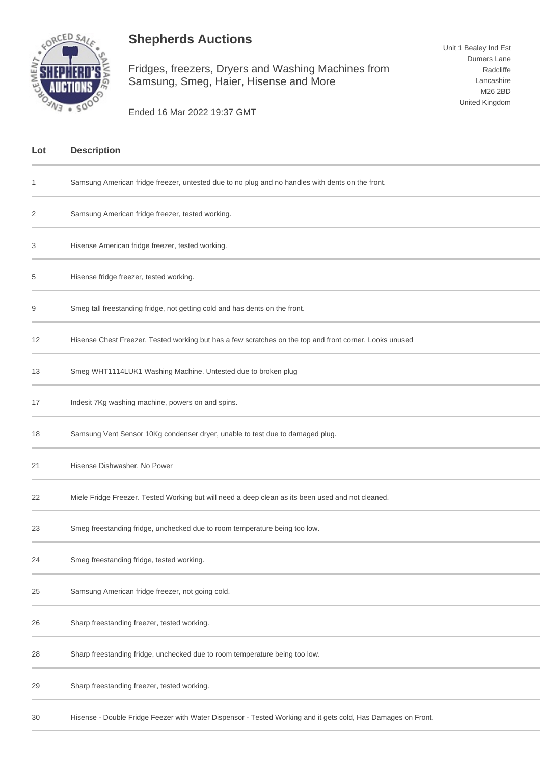# Shepherds Auctions

Fridges, freezers, Dryers and Washing Machines from Samsung, Smeg, Haier, Hisense and More

Ended 16 Mar 2022 19:37 GMT

Unit 1 Bealey Ind Est
Dumers Lane
Radcliffe
Lancashire
M26 2BD
United Kingdom

| Lot | Description |
|---|---|
| 1 | Samsung American fridge freezer, untested due to no plug and no handles with dents on the front. |
| 2 | Samsung American fridge freezer, tested working. |
| 3 | Hisense American fridge freezer, tested working. |
| 5 | Hisense fridge freezer, tested working. |
| 9 | Smeg tall freestanding fridge, not getting cold and has dents on the front. |
| 12 | Hisense Chest Freezer. Tested working but has a few scratches on the top and front corner. Looks unused |
| 13 | Smeg WHT1114LUK1 Washing Machine. Untested due to broken plug |
| 17 | Indesit 7Kg washing machine, powers on and spins. |
| 18 | Samsung Vent Sensor 10Kg condenser dryer, unable to test due to damaged plug. |
| 21 | Hisense Dishwasher. No Power |
| 22 | Miele Fridge Freezer. Tested Working but will need a deep clean as its been used and not cleaned. |
| 23 | Smeg freestanding fridge, unchecked due to room temperature being too low. |
| 24 | Smeg freestanding fridge, tested working. |
| 25 | Samsung American fridge freezer, not going cold. |
| 26 | Sharp freestanding freezer, tested working. |
| 28 | Sharp freestanding fridge, unchecked due to room temperature being too low. |
| 29 | Sharp freestanding freezer, tested working. |
| 30 | Hisense - Double Fridge Feezer with Water Dispensor - Tested Working and it gets cold, Has Damages on Front. |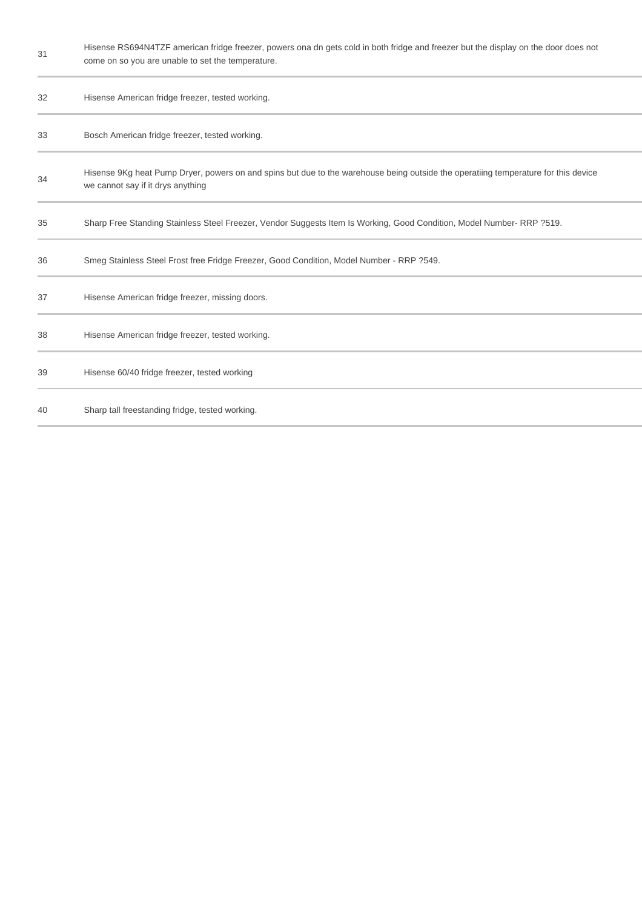| | |
|---|---|
| 31 | Hisense RS694N4TZF american fridge freezer, powers ona dn gets cold in both fridge and freezer but the display on the door does not come on so you are unable to set the temperature. |
| 32 | Hisense American fridge freezer, tested working. |
| 33 | Bosch American fridge freezer, tested working. |
| 34 | Hisense 9Kg heat Pump Dryer, powers on and spins but due to the warehouse being outside the operatiing temperature for this device we cannot say if it drys anything |
| 35 | Sharp Free Standing Stainless Steel Freezer, Vendor Suggests Item Is Working, Good Condition, Model Number- RRP ?519. |
| 36 | Smeg Stainless Steel Frost free Fridge Freezer, Good Condition, Model Number - RRP ?549. |
| 37 | Hisense American fridge freezer, missing doors. |
| 38 | Hisense American fridge freezer, tested working. |
| 39 | Hisense 60/40 fridge freezer, tested working |
| 40 | Sharp tall freestanding fridge, tested working. |